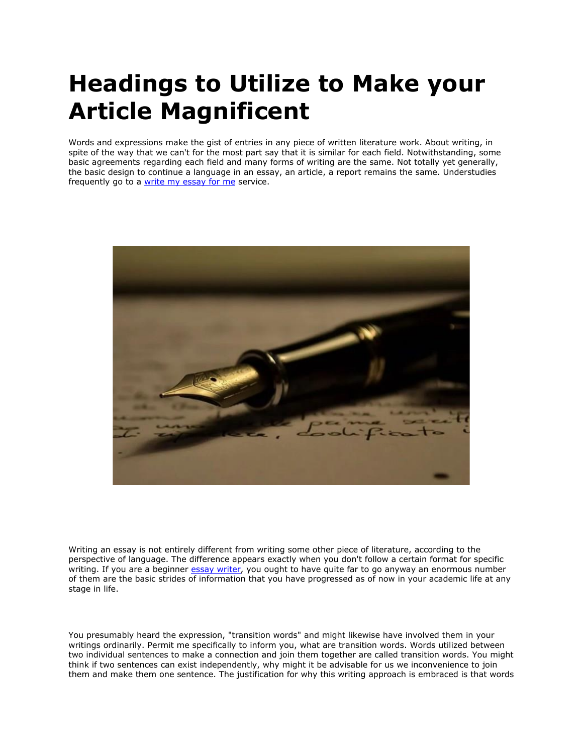# Headings to Utilize to Make your Article Magnificent

Words and expressions make the gist of entries in any piece of written literature work. About writing, in spite of the way that we can't for the most part say that it is similar for each field. Notwithstanding, some basic agreements regarding each field and many forms of writing are the same. Not totally yet generally, the basic design to continue a language in an essay, an article, a report remains the same. Understudies frequently go to a [write my essay for me]() service.

Writing an essay is not entirely different from writing some other piece of literature, according to the perspective of language. The difference appears exactly when you don't follow a certain format for specific writing. If you are a beginner [essay writer](), you ought to have quite far to go anyway an enormous number of them are the basic strides of information that you have progressed as of now in your academic life at any stage in life.

You presumably heard the expression, "transition words" and might likewise have involved them in your writings ordinarily. Permit me specifically to inform you, what are transition words. Words utilized between two individual sentences to make a connection and join them together are called transition words. You might think if two sentences can exist independently, why might it be advisable for us we inconvenience to join them and make them one sentence. The justification for why this writing approach is embraced is that words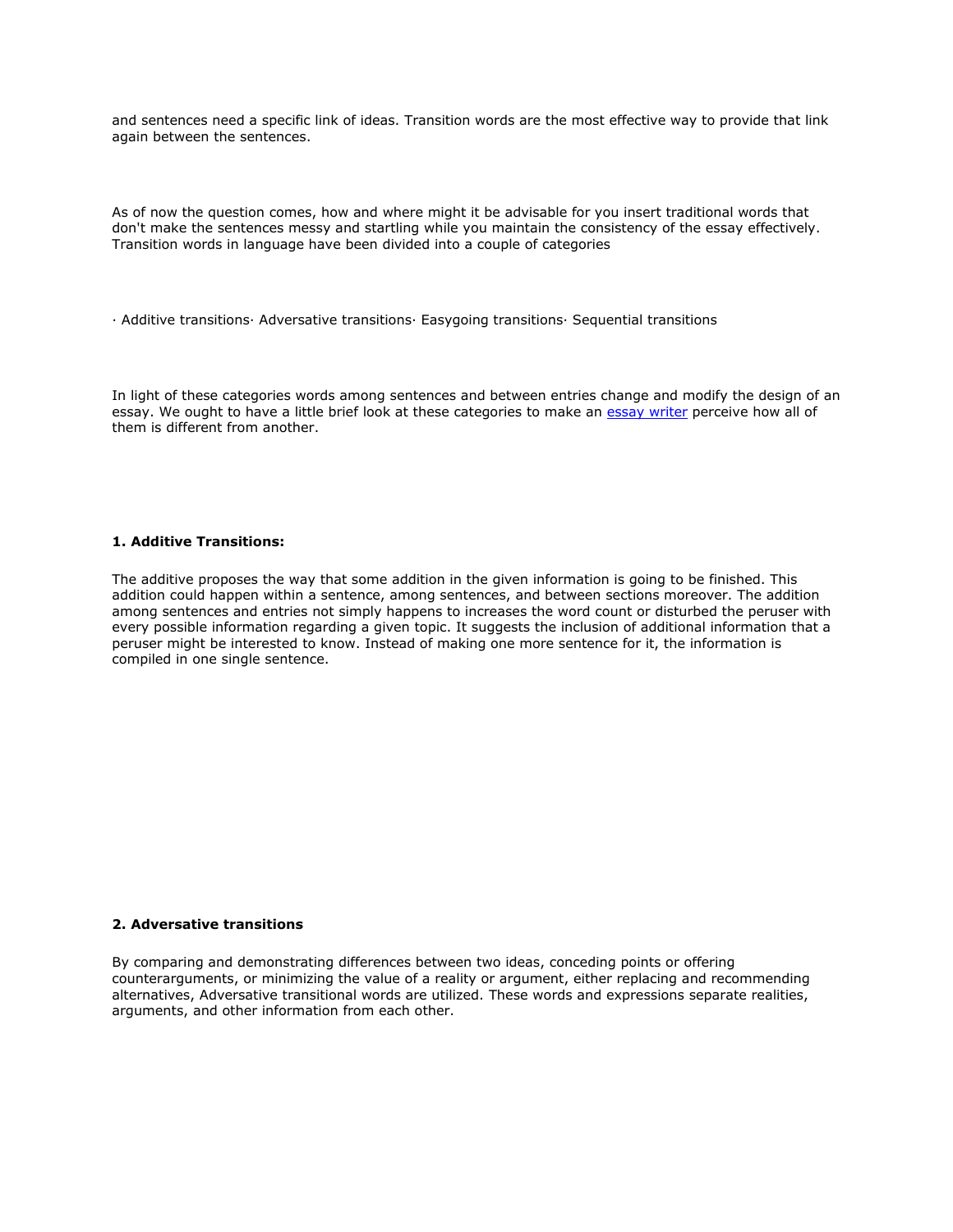and sentences need a specific link of ideas. Transition words are the most effective way to provide that link again between the sentences.

As of now the question comes, how and where might it be advisable for you insert traditional words that don't make the sentences messy and startling while you maintain the consistency of the essay effectively. Transition words in language have been divided into a couple of categories

· Additive transitions· Adversative transitions· Easygoing transitions· Sequential transitions

In light of these categories words among sentences and between entries change and modify the design of an essay. We ought to have a little brief look at these categories to make an essay writer perceive how all of them is different from another.

**1. Additive Transitions:**

The additive proposes the way that some addition in the given information is going to be finished. This addition could happen within a sentence, among sentences, and between sections moreover. The addition among sentences and entries not simply happens to increases the word count or disturbed the peruser with every possible information regarding a given topic. It suggests the inclusion of additional information that a peruser might be interested to know. Instead of making one more sentence for it, the information is compiled in one single sentence.

**2. Adversative transitions**

By comparing and demonstrating differences between two ideas, conceding points or offering counterarguments, or minimizing the value of a reality or argument, either replacing and recommending alternatives, Adversative transitional words are utilized. These words and expressions separate realities, arguments, and other information from each other.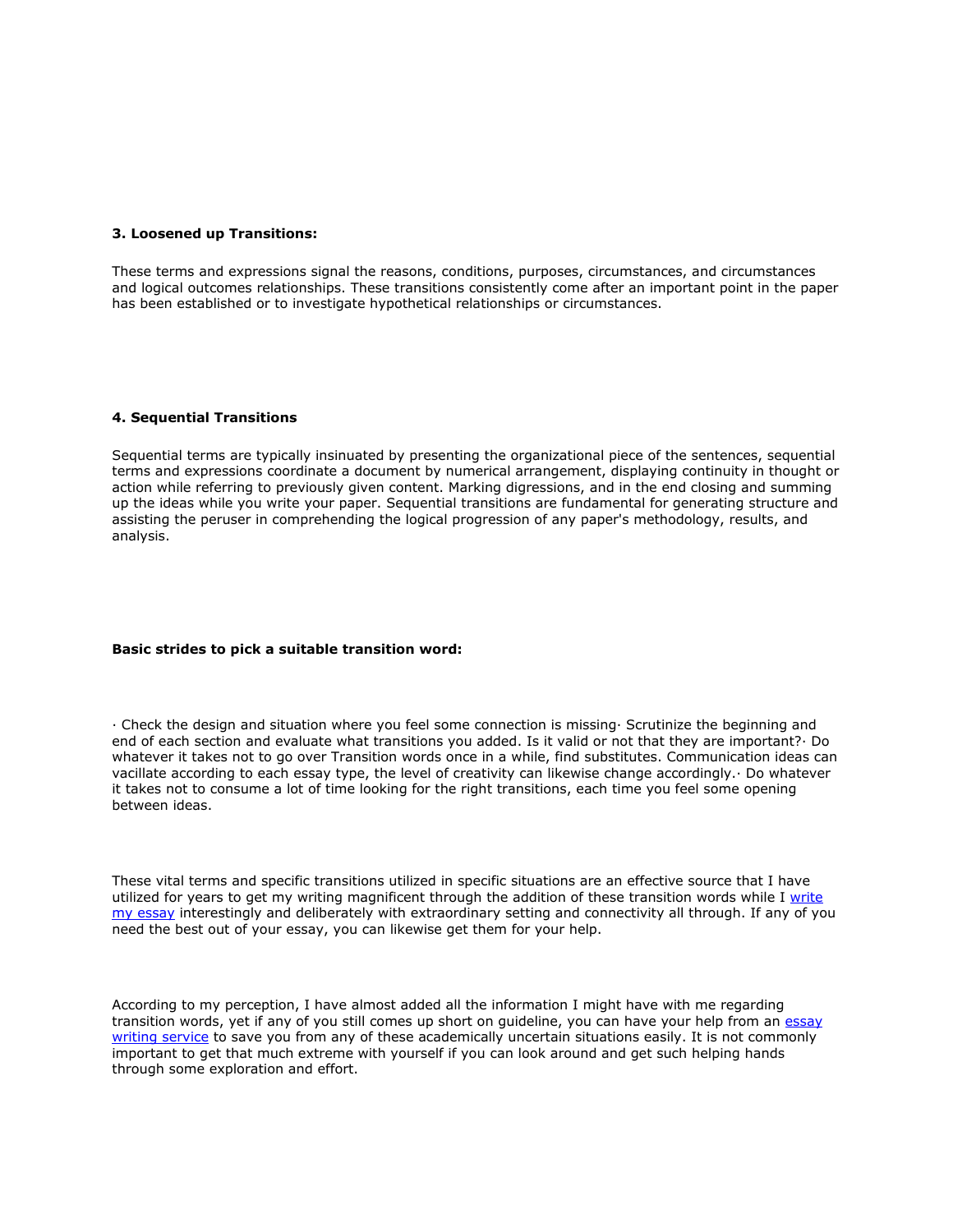**3. Loosened up Transitions:**

These terms and expressions signal the reasons, conditions, purposes, circumstances, and circumstances and logical outcomes relationships. These transitions consistently come after an important point in the paper has been established or to investigate hypothetical relationships or circumstances.

**4. Sequential Transitions**

Sequential terms are typically insinuated by presenting the organizational piece of the sentences, sequential terms and expressions coordinate a document by numerical arrangement, displaying continuity in thought or action while referring to previously given content. Marking digressions, and in the end closing and summing up the ideas while you write your paper. Sequential transitions are fundamental for generating structure and assisting the peruser in comprehending the logical progression of any paper's methodology, results, and analysis.

**Basic strides to pick a suitable transition word:**

· Check the design and situation where you feel some connection is missing· Scrutinize the beginning and end of each section and evaluate what transitions you added. Is it valid or not that they are important?· Do whatever it takes not to go over Transition words once in a while, find substitutes. Communication ideas can vacillate according to each essay type, the level of creativity can likewise change accordingly.· Do whatever it takes not to consume a lot of time looking for the right transitions, each time you feel some opening between ideas.

These vital terms and specific transitions utilized in specific situations are an effective source that I have utilized for years to get my writing magnificent through the addition of these transition words while I write my essay interestingly and deliberately with extraordinary setting and connectivity all through. If any of you need the best out of your essay, you can likewise get them for your help.

According to my perception, I have almost added all the information I might have with me regarding transition words, yet if any of you still comes up short on guideline, you can have your help from an essay writing service to save you from any of these academically uncertain situations easily. It is not commonly important to get that much extreme with yourself if you can look around and get such helping hands through some exploration and effort.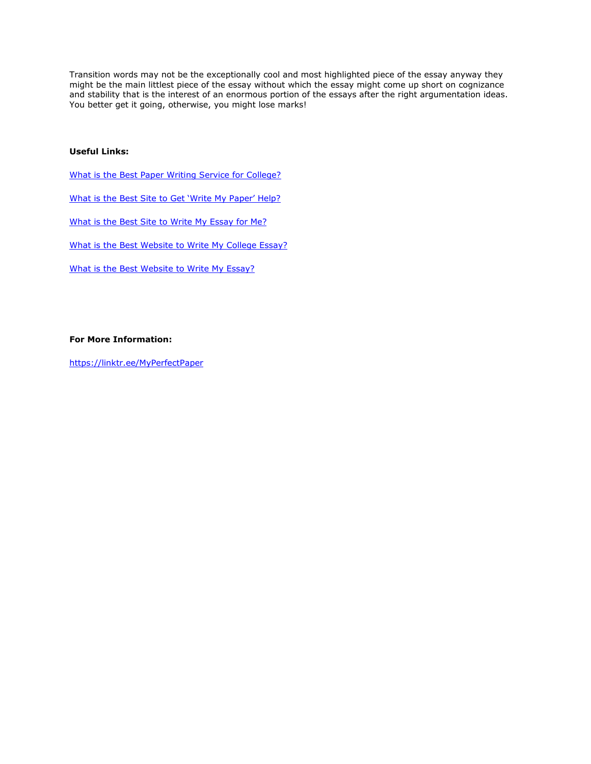Transition words may not be the exceptionally cool and most highlighted piece of the essay anyway they might be the main littlest piece of the essay without which the essay might come up short on cognizance and stability that is the interest of an enormous portion of the essays after the right argumentation ideas. You better get it going, otherwise, you might lose marks!

**Useful Links:**

What is the Best Paper Writing Service for College?

What is the Best Site to Get 'Write My Paper' Help?

What is the Best Site to Write My Essay for Me?

What is the Best Website to Write My College Essay?

What is the Best Website to Write My Essay?

**For More Information:**

https://linktr.ee/MyPerfectPaper